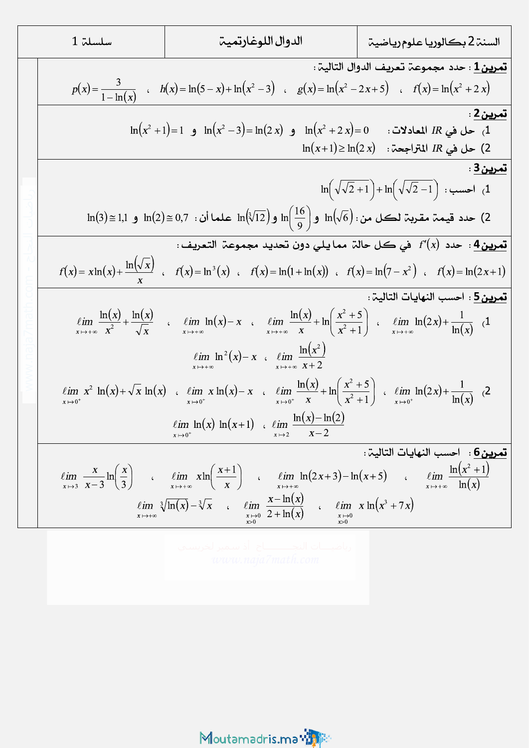| السنة 2 بكالوريا علوم رياضية | الدوال اللوغارتمية | سلسلة 1 |
|---|---|---|

**تمرين 1** : حدد مجموعة تعريف الدوال التالية :

$$f(x)=\ln(x^2+2x) \quad ، \quad g(x)=\ln(x^2-2x+5) \quad ، \quad h(x)=\ln(5-x)+\ln(x^2-3) \quad ، \quad p(x)=\frac{3}{1-\ln(x)}$$

**تمرين 2** :

1) حل في $IR$ المعادلات : $\ln(x^2+2x)=0$ و $\ln(x^2-3)=\ln(2x)$ و $\ln(x^2+1)=1$

2) حل في $IR$ المتراجحة : $\ln(x+1)\geq\ln(2x)$

**تمرين 3** :

1) احسب : $\ln\left(\sqrt{\sqrt{2}+1}\right)+\ln\left(\sqrt{\sqrt{2}-1}\right)$

2) حدد قيمة مقربة لكل من : $\ln(\sqrt{6})$ و $\ln\left(\frac{16}{9}\right)$ و $\ln(\sqrt[3]{12})$ علما أن : $\ln(2)\cong 0,7$ و $\ln(3)\cong 1,1$

**تمرين 4** حدد $f'(x)$ في كل حالة مما يلي دون تحديد مجموعة التعريف :

$$f(x)=\ln(2x+1) \quad ، \quad f(x)=\ln(7-x^2) \quad ، \quad f(x)=\ln(1+\ln(x)) \quad ، \quad f(x)=\ln^3(x) \quad ، \quad f(x)=x\ln(x)+\frac{\ln(\sqrt{x})}{x}$$

**تمرين 5** : احسب النهايات التالية :

1)
$$\lim_{x\to+\infty}\ln(2x)+\frac{1}{\ln(x)} \quad ، \quad \lim_{x\to+\infty}\frac{\ln(x)}{x}+\ln\left(\frac{x^2+5}{x^2+1}\right) \quad ، \quad \lim_{x\to+\infty}\ln(x)-x \quad ، \quad \lim_{x\to+\infty}\frac{\ln(x)}{x^2}+\frac{\ln(x)}{\sqrt{x}}$$

$$\lim_{x\to+\infty}\frac{\ln(x^2)}{x+2} \quad ، \quad \lim_{x\to+\infty}\ln^2(x)-x$$

2)
$$\lim_{x\to0^+}\ln(2x)+\frac{1}{\ln(x)} \quad ، \quad \lim_{x\to0^+}\frac{\ln(x)}{x}+\ln\left(\frac{x^2+5}{x^2+1}\right) \quad ، \quad \lim_{x\to0^+}x\ln(x)-x \quad ، \quad \lim_{x\to0^+}x^2\ln(x)+\sqrt{x}\ln(x)$$

$$\lim_{x\to2}\frac{\ln(x)-\ln(2)}{x-2} \quad ، \quad \lim_{x\to0^+}\ln(x)\ln(x+1)$$

**تمرين 6** : احسب النهايات التالية :

$$\lim_{x\to+\infty}\frac{\ln(x^2+1)}{\ln(x)} \quad ، \quad \lim_{x\to+\infty}\ln(2x+3)-\ln(x+5) \quad ، \quad \lim_{x\to+\infty}x\ln\left(\frac{x+1}{x}\right) \quad ، \quad \lim_{x\to3}\frac{x}{x-3}\ln\left(\frac{x}{3}\right)$$

$$\lim_{\substack{x\to0\\x>0}}x\ln(x^3+7x) \quad ، \quad \lim_{\substack{x\to0\\x>0}}\frac{x-\ln(x)}{2+\ln(x)} \quad ، \quad \lim_{x\to+\infty}\sqrt[3]{\ln(x)}-\sqrt[3]{x}$$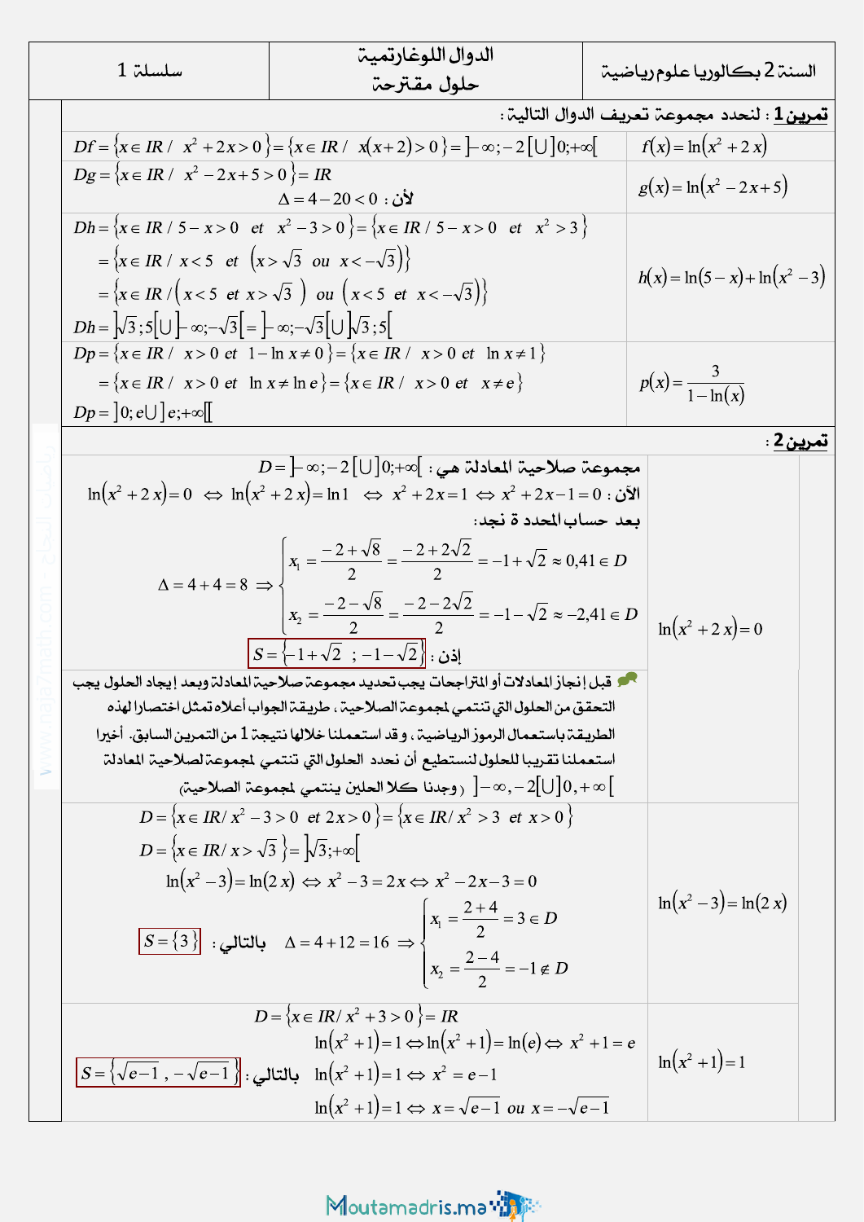| السنة 2 بكالوريا علوم رياضية | الدوال اللوغارتمية حلول مقترحة | سلسلة 1 |
|---|---|---|

**تمرين 1** : لنحدد مجموعة تعريف الدوال التالية :

| الدالة | مجموعة التعريف |
|---|---|
| $f(x)=\ln(x^2+2x)$ | $Df=\{x\in IR /\ \ x^2+2x>0\}=\{x\in IR /\ \ x(x+2)>0\}=\left]-\infty;-2\right[\cup\left]0;+\infty\right[$ |
| $g(x)=\ln(x^2-2x+5)$ | $Dg=\{x\in IR /\ \ x^2-2x+5>0\}=IR$ <br> لأن : $\Delta=4-20<0$ |
| $h(x)=\ln(5-x)+\ln(x^2-3)$ | $Dh=\{x\in IR / 5-x>0\ \ et\ \ x^2-3>0\}=\{x\in IR / 5-x>0\ \ et\ \ x^2>3\}$ <br> $=\{x\in IR /\ x<5\ \ et\ \ (x>\sqrt{3}\ \ ou\ \ x<-\sqrt{3})\}$ <br> $=\{x\in IR /(x<5\ \ et\ x>\sqrt{3}\ )\ \ ou\ \ (x<5\ \ et\ \ x<-\sqrt{3})\}$ <br> $Dh=\left]\sqrt{3};5\right[\cup\left]-\infty;-\sqrt{3}\right[=\left]-\infty;-\sqrt{3}\right[\cup\left]\sqrt{3};5\right[$ |
| $p(x)=\dfrac{3}{1-\ln(x)}$ | $Dp=\{x\in IR /\ \ x>0\ et\ \ 1-\ln x\neq 0\}=\{x\in IR /\ \ x>0\ et\ \ \ln x\neq 1\}$ <br> $=\{x\in IR /\ \ x>0\ et\ \ \ln x\neq \ln e\}=\{x\in IR /\ \ x>0\ \ et\ \ \ x\neq e\}$ <br> $Dp=\left]0;e\right[\cup\left]e;+\infty\right[$ |

**تمرين 2** :

**المعادلة** $\ln(x^2+2x)=0$

مجموعة صلاحية المعادلة هي : $D=\left]-\infty;-2\right[\cup\left]0;+\infty\right[$

الآن : $\ln(x^2+2x)=0\ \Leftrightarrow\ \ln(x^2+2x)=\ln 1\ \Leftrightarrow\ x^2+2x=1\ \Leftrightarrow x^2+2x-1=0$

بعد حساب المحددة نجد:

$$\Delta=4+4=8\ \Rightarrow \begin{cases} x_1=\dfrac{-2+\sqrt{8}}{2}=\dfrac{-2+2\sqrt{2}}{2}=-1+\sqrt{2}\approx 0{,}41\in D \\ x_2=\dfrac{-2-\sqrt{8}}{2}=\dfrac{-2-2\sqrt{2}}{2}=-1-\sqrt{2}\approx -2{,}41\in D \end{cases}$$

إذن : $\boxed{S=\{-1+\sqrt{2}\ \ ;\ -1-\sqrt{2}\}}$

قبل إنجاز المعادلات أو المتراجحات يجب تحديد مجموعة صلاحية المعادلة وبعد إيجاد الحلول يجب التحقق من الحلول التي تنتمي لمجموعة الصلاحية ، طريقة الجواب أعلاه تمثل اختصارا لهذه الطريقة باستعمال الرموز الرياضية ، و قد استعملنا خلالها نتيجة 1 من التمرين السابق. أخيرا استعملنا تقريبا للحلول لنستطيع أن نحدد الحلول التي تنتمي لمجموعة لصلاحية المعادلة $\left]-\infty,-2\right[\cup\left]0,+\infty\right[$ ( وجدنا كلا الحلين ينتمي لمجموعة الصلاحية)

**المعادلة** $\ln(x^2-3)=\ln(2x)$

$D=\{x\in IR / x^2-3>0\ \ et\ 2x>0\}=\{x\in IR / x^2>3\ \ et\ \ x>0\}$

$D=\{x\in IR / x>\sqrt{3}\}=\left]\sqrt{3};+\infty\right[$

$\ln(x^2-3)=\ln(2x)\ \Leftrightarrow\ x^2-3=2x\Leftrightarrow\ x^2-2x-3=0$

$$\Delta=4+12=16\ \Rightarrow \begin{cases} x_1=\dfrac{2+4}{2}=3\in D \\ x_2=\dfrac{2-4}{2}=-1\notin D \end{cases}$$

بالتالي : $\boxed{S=\{3\}}$

**المعادلة** $\ln(x^2+1)=1$

$D=\{x\in IR / x^2+3>0\}=IR$

$\ln(x^2+1)=1\Leftrightarrow\ln(x^2+1)=\ln(e)\Leftrightarrow\ x^2+1=e$

$\ln(x^2+1)=1\ \Leftrightarrow\ x^2=e-1$

$\ln(x^2+1)=1\ \Leftrightarrow\ x=\sqrt{e-1}\ \ ou\ \ x=-\sqrt{e-1}$

بالتالي : $\boxed{S=\{\sqrt{e-1}\ ,\ -\sqrt{e-1}\}}$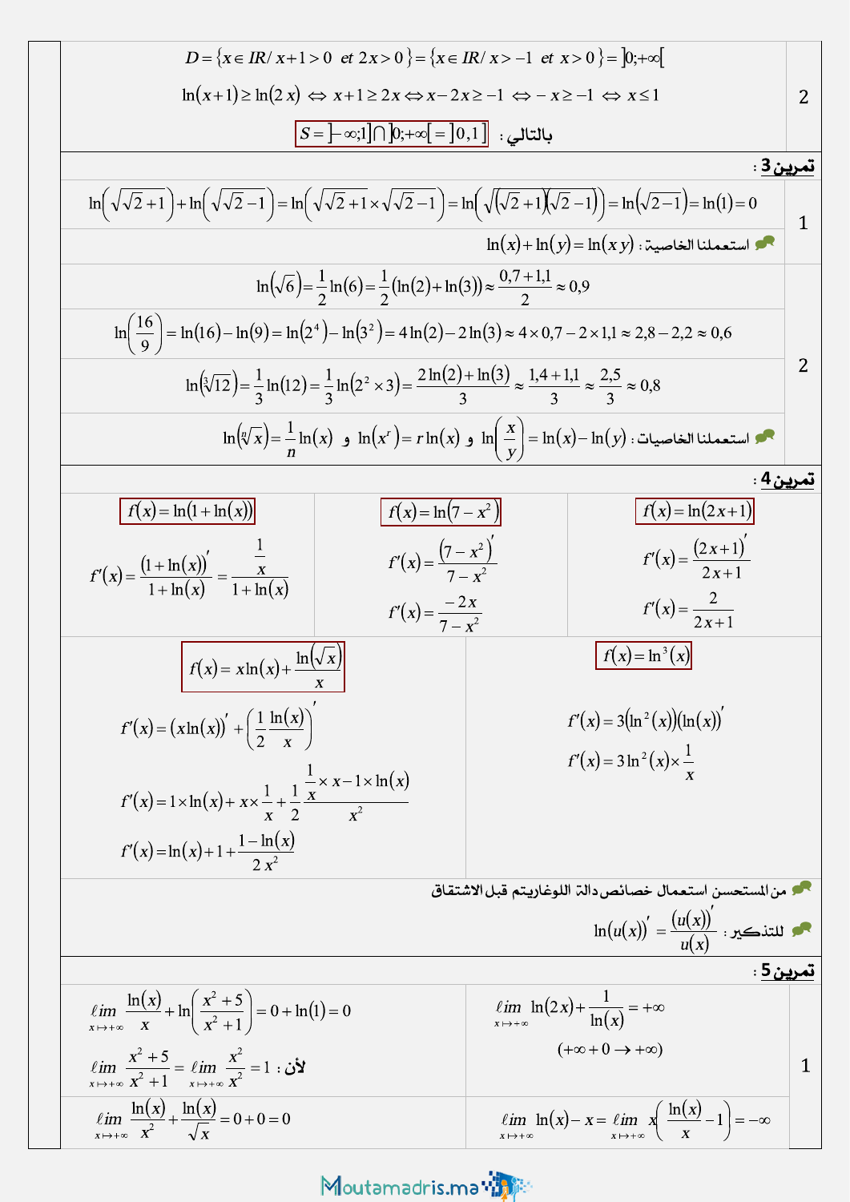**2**

$$D=\{x\in IR/\ x+1>0\ \ et\ 2x>0\}=\{x\in IR/\ x>-1\ \ et\ \ x>0\}=]0;+\infty[$$

$$\ln(x+1)\geq \ln(2x)\Leftrightarrow x+1\geq 2x\Leftrightarrow x-2x\geq -1\Leftrightarrow -x\geq -1\Leftrightarrow x\leq 1$$

بالتالي : $S=]-\infty;1]\cap]0;+\infty[=]0,1]$

## تمرين 3 :

**1**

$$\ln\left(\sqrt{\sqrt{2}+1}\right)+\ln\left(\sqrt{\sqrt{2}-1}\right)=\ln\left(\sqrt{\sqrt{2}+1}\times\sqrt{\sqrt{2}-1}\right)=\ln\left(\sqrt{(\sqrt{2}+1)(\sqrt{2}-1)}\right)=\ln(\sqrt{2-1})=\ln(1)=0$$

استعملنا الخاصية : $\ln(x)+\ln(y)=\ln(xy)$

**2**

$$\ln(\sqrt{6})=\frac{1}{2}\ln(6)=\frac{1}{2}(\ln(2)+\ln(3))\approx\frac{0{,}7+1{,}1}{2}\approx 0{,}9$$

$$\ln\left(\frac{16}{9}\right)=\ln(16)-\ln(9)=\ln(2^4)-\ln(3^2)=4\ln(2)-2\ln(3)\approx 4\times 0{,}7-2\times 1{,}1\approx 2{,}8-2{,}2\approx 0{,}6$$

$$\ln(\sqrt[3]{12})=\frac{1}{3}\ln(12)=\frac{1}{3}\ln(2^2\times 3)=\frac{2\ln(2)+\ln(3)}{3}\approx\frac{1{,}4+1{,}1}{3}\approx\frac{2{,}5}{3}\approx 0{,}8$$

استعملنا الخاصيات : $\ln\left(\frac{x}{y}\right)=\ln(x)-\ln(y)$ و $\ln(x^r)=r\ln(x)$ و $\ln(\sqrt[n]{x})=\frac{1}{n}\ln(x)$

## تمرين 4 :

$f(x)=\ln(2x+1)$

$$f'(x)=\frac{(2x+1)'}{2x+1}$$

$$f'(x)=\frac{2}{2x+1}$$

$f(x)=\ln(7-x^2)$

$$f'(x)=\frac{(7-x^2)'}{7-x^2}$$

$$f'(x)=\frac{-2x}{7-x^2}$$

$f(x)=\ln(1+\ln(x))$

$$f'(x)=\frac{(1+\ln(x))'}{1+\ln(x)}=\frac{\frac{1}{x}}{1+\ln(x)}$$

$f(x)=\ln^3(x)$

$$f'(x)=3(\ln^2(x))(\ln(x))'$$

$$f'(x)=3\ln^2(x)\times\frac{1}{x}$$

$f(x)=x\ln(x)+\frac{\ln(\sqrt{x})}{x}$

$$f'(x)=(x\ln(x))'+\left(\frac{1}{2}\frac{\ln(x)}{x}\right)'$$

$$f'(x)=1\times\ln(x)+x\times\frac{1}{x}+\frac{1}{2}\,\frac{\frac{1}{x}\times x-1\times\ln(x)}{x^2}$$

$$f'(x)=\ln(x)+1+\frac{1-\ln(x)}{2x^2}$$

من المستحسن استعمال خصائص دالة اللوغاريتم قبل الاشتقاق

للتذكير : $\ln(u(x))'=\frac{(u(x))'}{u(x)}$

## تمرين 5 :

**1**

$$\lim_{x\mapsto+\infty}\ln(2x)+\frac{1}{\ln(x)}=+\infty$$

$$(+\infty+0\rightarrow+\infty)$$

$$\lim_{x\mapsto+\infty}\frac{\ln(x)}{x}+\ln\left(\frac{x^2+5}{x^2+1}\right)=0+\ln(1)=0$$

لأن : $\lim_{x\mapsto+\infty}\frac{x^2+5}{x^2+1}=\lim_{x\mapsto+\infty}\frac{x^2}{x^2}=1$

$$\lim_{x\mapsto+\infty}\ln(x)-x=\lim_{x\mapsto+\infty}x\left(\frac{\ln(x)}{x}-1\right)=-\infty$$

$$\lim_{x\mapsto+\infty}\frac{\ln(x)}{x^2}+\frac{\ln(x)}{\sqrt{x}}=0+0=0$$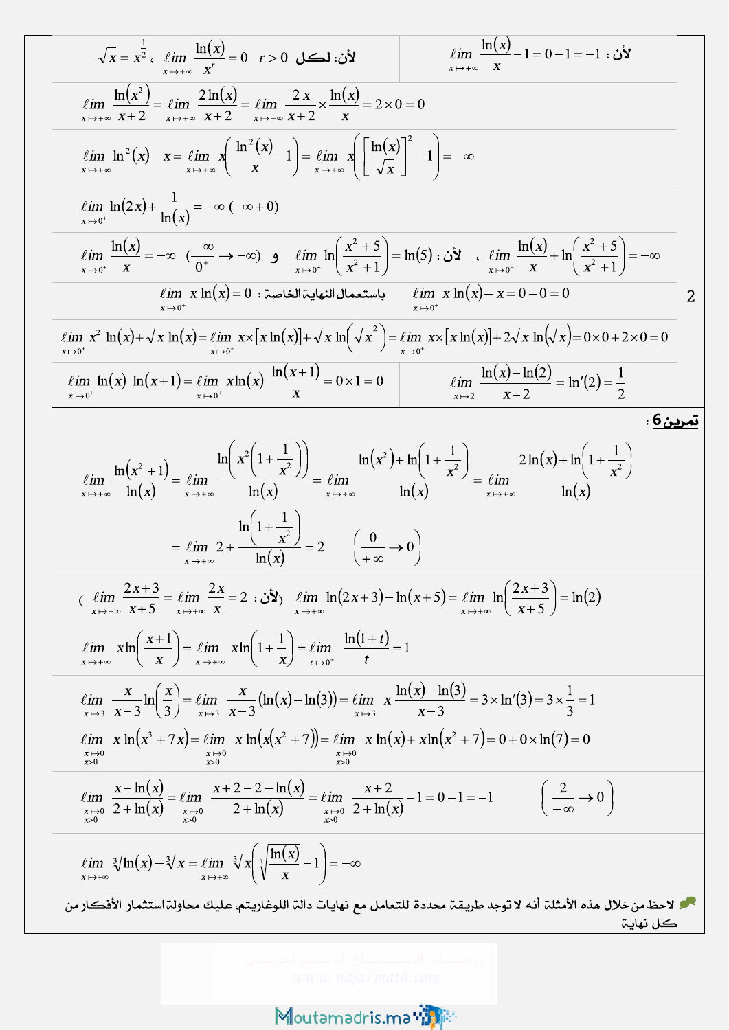| | |
|---|---|
| $\lim_{x\to+\infty}\frac{\ln(x)}{x}-1=0-1=-1$ : لأن | لأن: لكل $r>0$ $\lim_{x\to+\infty}\frac{\ln(x)}{x^r}=0$ ، $\sqrt{x}=x^{\frac{1}{2}}$ |

$$\lim_{x\to+\infty}\frac{\ln(x^2)}{x+2}=\lim_{x\to+\infty}\frac{2\ln(x)}{x+2}=\lim_{x\to+\infty}\frac{2x}{x+2}\times\frac{\ln(x)}{x}=2\times0=0$$

$$\lim_{x\to+\infty}\ln^2(x)-x=\lim_{x\to+\infty}x\left(\frac{\ln^2(x)}{x}-1\right)=\lim_{x\to+\infty}x\left(\left[\frac{\ln(x)}{\sqrt{x}}\right]^2-1\right)=-\infty$$

**2**

$$\lim_{x\to0^+}\ln(2x)+\frac{1}{\ln(x)}=-\infty\ (-\infty+0)$$

$\lim_{x\to0^+}\frac{\ln(x)}{x}+\ln\left(\frac{x^2+5}{x^2+1}\right)=-\infty$ ، لأن: $\lim_{x\to0^+}\ln\left(\frac{x^2+5}{x^2+1}\right)=\ln(5)$ و $\lim_{x\to0^+}\frac{\ln(x)}{x}=-\infty$ $\left(\frac{-\infty}{0^+}\to-\infty\right)$

$\lim_{x\to0^+}x\ln(x)-x=0-0=0$ باستعمال النهاية الخاصة: $\lim_{x\to0^+}x\ln(x)=0$

$$\lim_{x\to0^+}x^2\ln(x)+\sqrt{x}\ln(x)=\lim_{x\to0^+}x\times[x\ln(x)]+\sqrt{x}\ln\left(\sqrt{x}^2\right)=\lim_{x\to0^+}x\times[x\ln(x)]+2\sqrt{x}\ln\left(\sqrt{x}\right)=0\times0+2\times0=0$$

| | |
|---|---|
| $\lim_{x\to2}\frac{\ln(x)-\ln(2)}{x-2}=\ln'(2)=\frac{1}{2}$ | $\lim_{x\to0^+}\ln(x)\ln(x+1)=\lim_{x\to0^+}x\ln(x)\frac{\ln(x+1)}{x}=0\times1=0$ |

**تمرين 6** :

$$\lim_{x\to+\infty}\frac{\ln(x^2+1)}{\ln(x)}=\lim_{x\to+\infty}\frac{\ln\left(x^2\left(1+\frac{1}{x^2}\right)\right)}{\ln(x)}=\lim_{x\to+\infty}\frac{\ln(x^2)+\ln\left(1+\frac{1}{x^2}\right)}{\ln(x)}=\lim_{x\to+\infty}\frac{2\ln(x)+\ln\left(1+\frac{1}{x^2}\right)}{\ln(x)}$$

$$=\lim_{x\to+\infty}2+\frac{\ln\left(1+\frac{1}{x^2}\right)}{\ln(x)}=2\qquad\left(\frac{0}{+\infty}\to0\right)$$

$\lim_{x\to+\infty}\ln(2x+3)-\ln(x+5)=\lim_{x\to+\infty}\ln\left(\frac{2x+3}{x+5}\right)=\ln(2)$ (لأن: $\lim_{x\to+\infty}\frac{2x+3}{x+5}=\lim_{x\to+\infty}\frac{2x}{x}=2$ )

$$\lim_{x\to+\infty}x\ln\left(\frac{x+1}{x}\right)=\lim_{x\to+\infty}x\ln\left(1+\frac{1}{x}\right)=\lim_{t\to0^+}\frac{\ln(1+t)}{t}=1$$

$$\lim_{x\to3}\frac{x}{x-3}\ln\left(\frac{x}{3}\right)=\lim_{x\to3}\frac{x}{x-3}(\ln(x)-\ln(3))=\lim_{x\to3}x\frac{\ln(x)-\ln(3)}{x-3}=3\times\ln'(3)=3\times\frac{1}{3}=1$$

$$\lim_{\substack{x\to0\\x>0}}x\ln(x^3+7x)=\lim_{\substack{x\to0\\x>0}}x\ln\left(x(x^2+7)\right)=\lim_{\substack{x\to0\\x>0}}x\ln(x)+x\ln(x^2+7)=0+0\times\ln(7)=0$$

$$\lim_{\substack{x\to0\\x>0}}\frac{x-\ln(x)}{2+\ln(x)}=\lim_{\substack{x\to0\\x>0}}\frac{x+2-2-\ln(x)}{2+\ln(x)}=\lim_{\substack{x\to0\\x>0}}\frac{x+2}{2+\ln(x)}-1=0-1=-1\qquad\left(\frac{2}{-\infty}\to0\right)$$

$$\lim_{x\to+\infty}\sqrt[3]{\ln(x)}-\sqrt[3]{x}=\lim_{x\to+\infty}\sqrt[3]{x}\left(\sqrt[3]{\frac{\ln(x)}{x}}-1\right)=-\infty$$

لاحظ من خلال هذه الأمثلة أنه لا توجد طريقة محددة للتعامل مع نهايات دالة اللوغاريتم، عليك محاولة استثمار الأفكار من كل نهاية